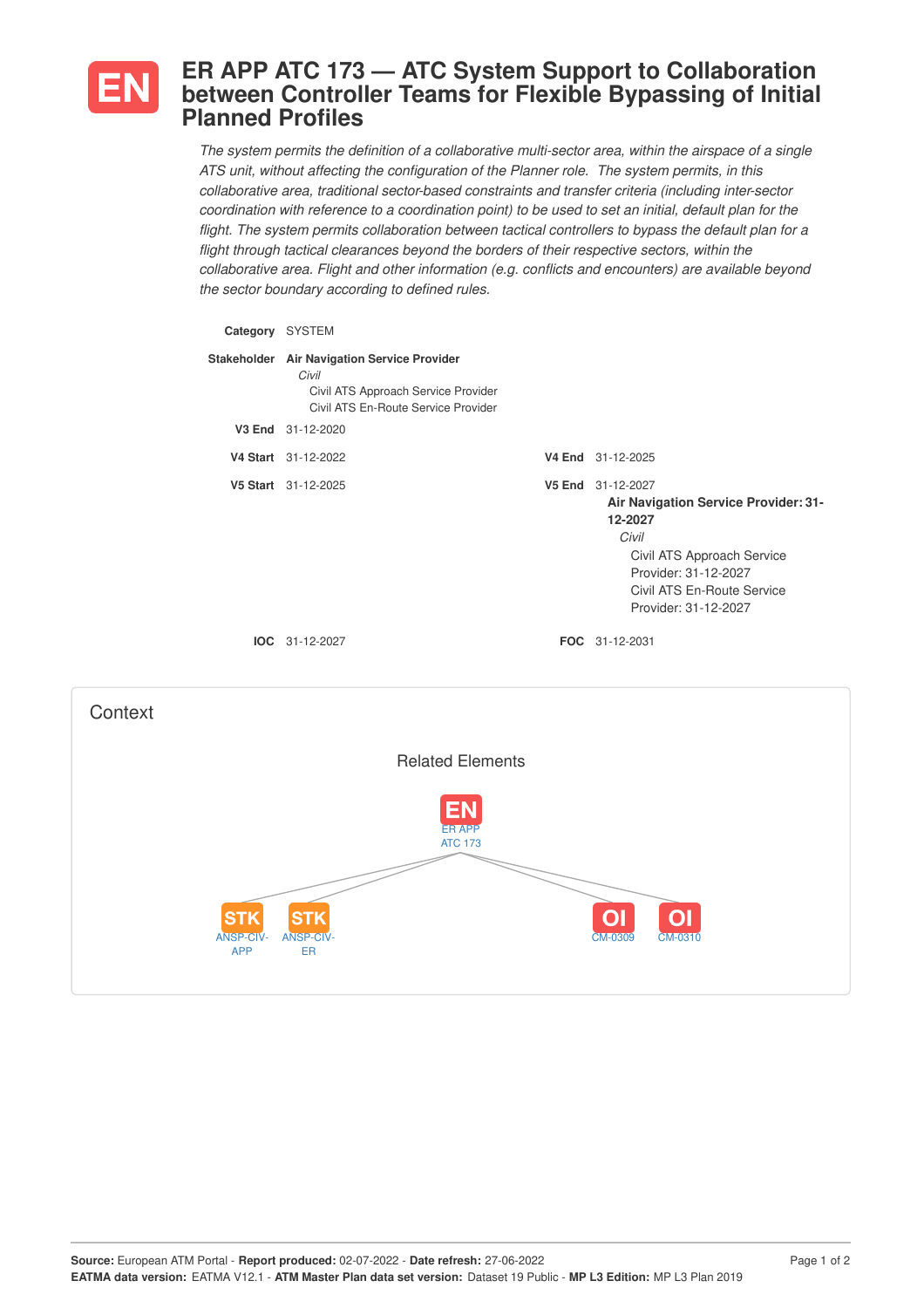# EN ER APP ATC 173 — ATC System Support to Collaboration between Controller Teams for Flexible Bypassing of Initial Planned Profiles

*The system permits the definition of a collaborative multi-sector area, within the airspace of a single ATS unit, without affecting the configuration of the Planner role. The system permits, in this collaborative area, traditional sector-based constraints and transfer criteria (including inter-sector coordination with reference to a coordination point) to be used to set an initial, default plan for the flight. The system permits collaboration between tactical controllers to bypass the default plan for a flight through tactical clearances beyond the borders of their respective sectors, within the collaborative area. Flight and other information (e.g. conflicts and encounters) are available beyond the sector boundary according to defined rules.*

**Category** SYSTEM

**Stakeholder** **Air Navigation Service Provider**
- *Civil*
  - Civil ATS Approach Service Provider
  - Civil ATS En-Route Service Provider

**V3 End** 31-12-2020

**V4 Start** 31-12-2022 **V4 End** 31-12-2025

**V5 Start** 31-12-2025 **V5 End** 31-12-2027

**Air Navigation Service Provider: 31-12-2027**
- *Civil*
  - Civil ATS Approach Service Provider: 31-12-2027
  - Civil ATS En-Route Service Provider: 31-12-2027

**IOC** 31-12-2027 **FOC** 31-12-2031

## Context

### Related Elements

- EN: ER APP ATC 173
- STK: ANSP-CIV-APP
- STK: ANSP-CIV-ER
- OI: CM-0309
- OI: CM-0310

**Source:** European ATM Portal - **Report produced:** 02-07-2022 - **Date refresh:** 27-06-2022
**EATMA data version:** EATMA V12.1 - **ATM Master Plan data set version:** Dataset 19 Public - **MP L3 Edition:** MP L3 Plan 2019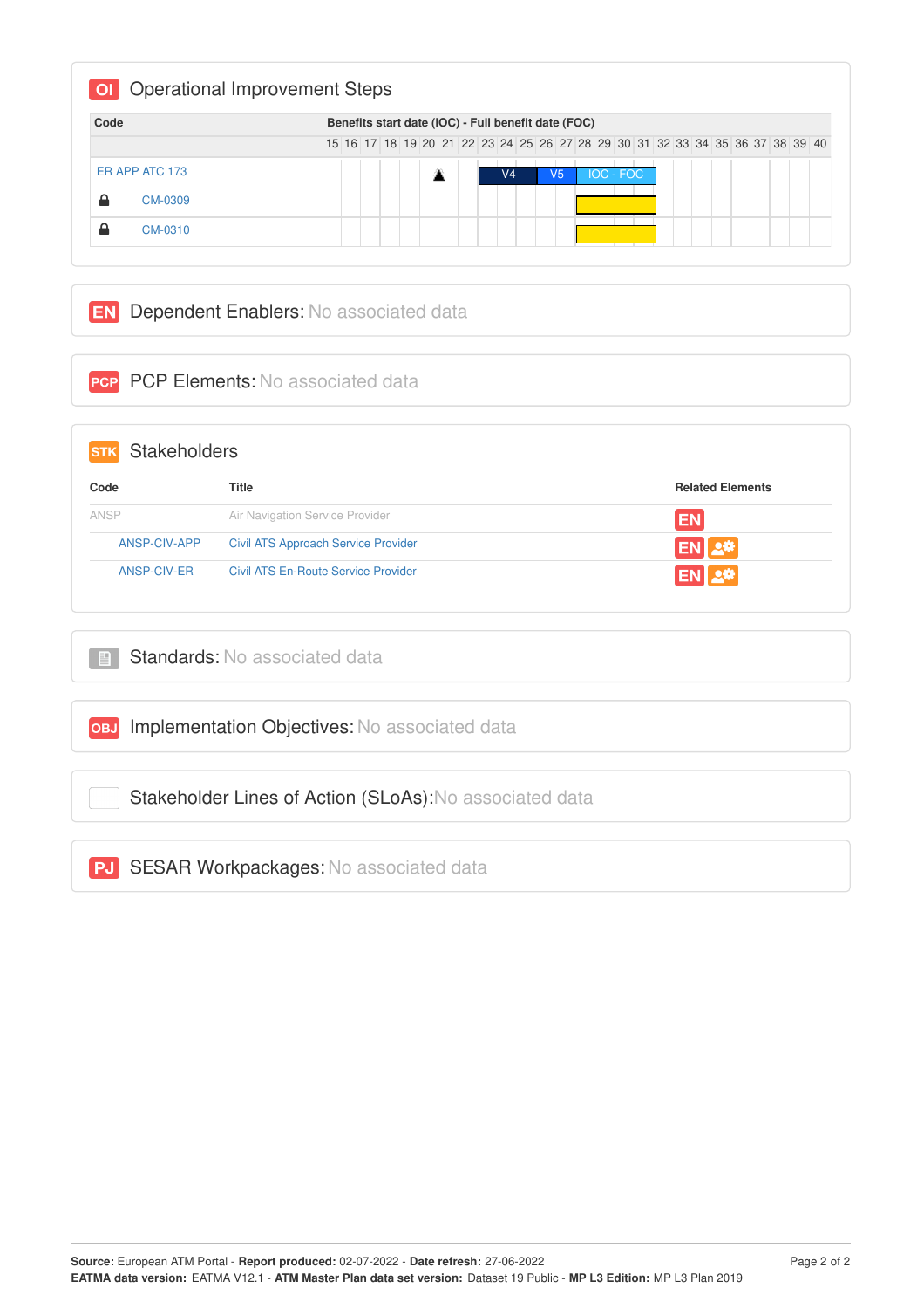## OI Operational Improvement Steps

| Code | Benefits start date (IOC) - Full benefit date (FOC) |
|---|---|
| | 15 16 17 18 19 20 21 22 23 24 25 26 27 28 29 30 31 32 33 34 35 36 37 38 39 40 |
| ER APP ATC 173 | V4 V5 IOC - FOC |
| CM-0309 | |
| CM-0310 | |

## EN Dependent Enablers: No associated data

## PCP PCP Elements: No associated data

## STK Stakeholders

| Code | Title | Related Elements |
|---|---|---|
| ANSP | Air Navigation Service Provider | EN |
| ANSP-CIV-APP | Civil ATS Approach Service Provider | EN |
| ANSP-CIV-ER | Civil ATS En-Route Service Provider | EN |

## Standards: No associated data

## OBJ Implementation Objectives: No associated data

## Stakeholder Lines of Action (SLoAs): No associated data

## PJ SESAR Workpackages: No associated data

**Source:** European ATM Portal - **Report produced:** 02-07-2022 - **Date refresh:** 27-06-2022
**EATMA data version:** EATMA V12.1 - **ATM Master Plan data set version:** Dataset 19 Public - **MP L3 Edition:** MP L3 Plan 2019